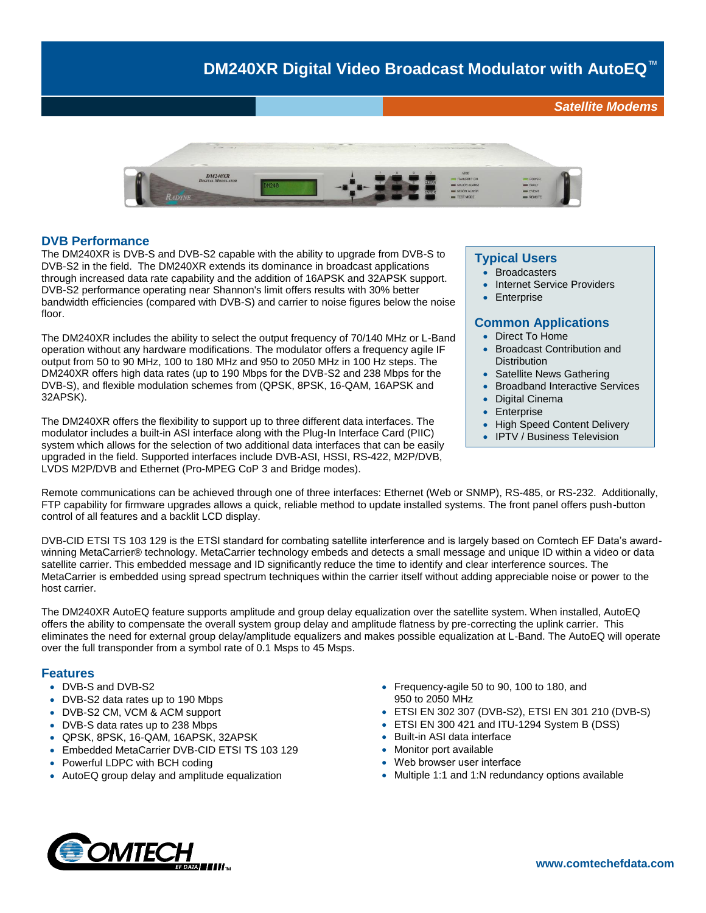# DM240XR Digital Video Broadcast Modulator with AutoEQ™

*Satellite Modems*

## DVB Performance

The DM240XR is DVB-S and DVB-S2 capable with the ability to upgrade from DVB-S to DVB-S2 in the field. The DM240XR extends its dominance in broadcast applications through increased data rate capability and the addition of 16APSK and 32APSK support. DVB-S2 performance operating near Shannon's limit offers results with 30% better bandwidth efficiencies (compared with DVB-S) and carrier to noise figures below the noise floor.

The DM240XR includes the ability to select the output frequency of 70/140 MHz or L-Band operation without any hardware modifications. The modulator offers a frequency agile IF output from 50 to 90 MHz, 100 to 180 MHz and 950 to 2050 MHz in 100 Hz steps. The DM240XR offers high data rates (up to 190 Mbps for the DVB-S2 and 238 Mbps for the DVB-S), and flexible modulation schemes from (QPSK, 8PSK, 16-QAM, 16APSK and 32APSK).

The DM240XR offers the flexibility to support up to three different data interfaces. The modulator includes a built-in ASI interface along with the Plug-In Interface Card (PIIC) system which allows for the selection of two additional data interfaces that can be easily upgraded in the field. Supported interfaces include DVB-ASI, HSSI, RS-422, M2P/DVB, LVDS M2P/DVB and Ethernet (Pro-MPEG CoP 3 and Bridge modes).

### Typical Users

- Broadcasters
- Internet Service Providers
- Enterprise

### Common Applications

- Direct To Home
- Broadcast Contribution and Distribution
- Satellite News Gathering
- Broadband Interactive Services
- Digital Cinema
- Enterprise
- High Speed Content Delivery
- IPTV / Business Television

Remote communications can be achieved through one of three interfaces: Ethernet (Web or SNMP), RS-485, or RS-232. Additionally, FTP capability for firmware upgrades allows a quick, reliable method to update installed systems. The front panel offers push-button control of all features and a backlit LCD display.

DVB-CID ETSI TS 103 129 is the ETSI standard for combating satellite interference and is largely based on Comtech EF Data's award-winning MetaCarrier® technology. MetaCarrier technology embeds and detects a small message and unique ID within a video or data satellite carrier. This embedded message and ID significantly reduce the time to identify and clear interference sources. The MetaCarrier is embedded using spread spectrum techniques within the carrier itself without adding appreciable noise or power to the host carrier.

The DM240XR AutoEQ feature supports amplitude and group delay equalization over the satellite system. When installed, AutoEQ offers the ability to compensate the overall system group delay and amplitude flatness by pre-correcting the uplink carrier. This eliminates the need for external group delay/amplitude equalizers and makes possible equalization at L-Band. The AutoEQ will operate over the full transponder from a symbol rate of 0.1 Msps to 45 Msps.

## Features

- DVB-S and DVB-S2
- DVB-S2 data rates up to 190 Mbps
- DVB-S2 CM, VCM & ACM support
- DVB-S data rates up to 238 Mbps
- QPSK, 8PSK, 16-QAM, 16APSK, 32APSK
- Embedded MetaCarrier DVB-CID ETSI TS 103 129
- Powerful LDPC with BCH coding
- AutoEQ group delay and amplitude equalization
- Frequency-agile 50 to 90, 100 to 180, and 950 to 2050 MHz
- ETSI EN 302 307 (DVB-S2), ETSI EN 301 210 (DVB-S)
- ETSI EN 300 421 and ITU-1294 System B (DSS)
- Built-in ASI data interface
- Monitor port available
- Web browser user interface
- Multiple 1:1 and 1:N redundancy options available

www.comtechefdata.com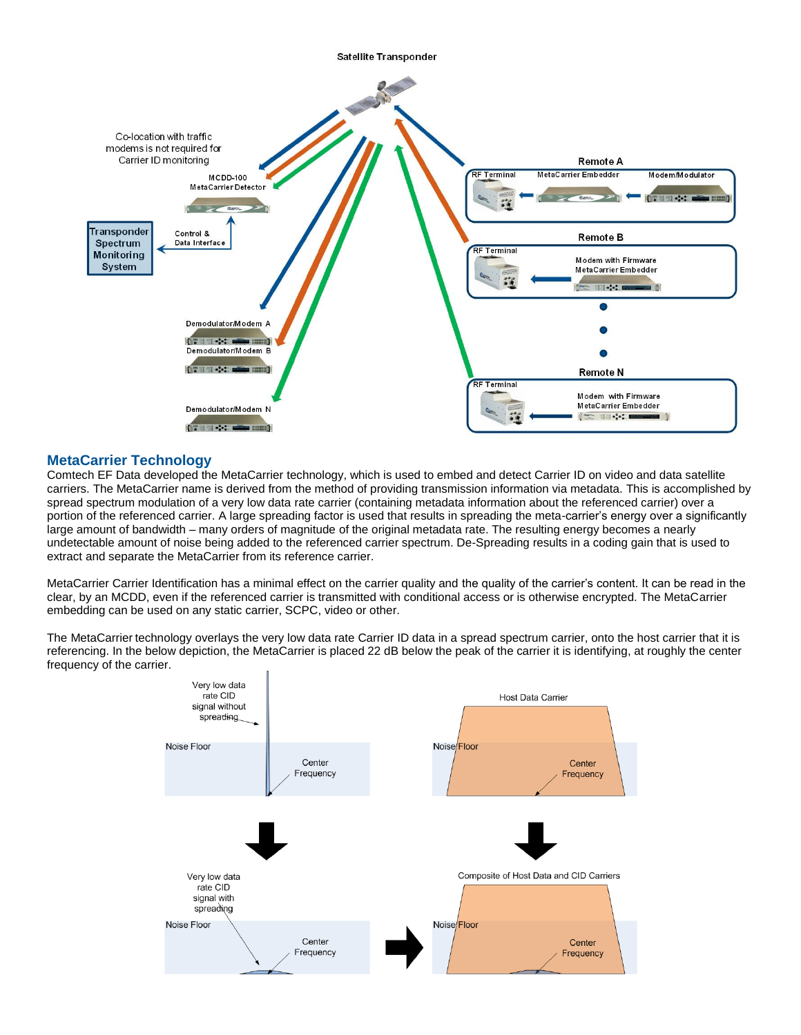## MetaCarrier Technology

Comtech EF Data developed the MetaCarrier technology, which is used to embed and detect Carrier ID on video and data satellite carriers. The MetaCarrier name is derived from the method of providing transmission information via metadata. This is accomplished by spread spectrum modulation of a very low data rate carrier (containing metadata information about the referenced carrier) over a portion of the referenced carrier. A large spreading factor is used that results in spreading the meta-carrier's energy over a significantly large amount of bandwidth – many orders of magnitude of the original metadata rate. The resulting energy becomes a nearly undetectable amount of noise being added to the referenced carrier spectrum. De-Spreading results in a coding gain that is used to extract and separate the MetaCarrier from its reference carrier.

MetaCarrier Carrier Identification has a minimal effect on the carrier quality and the quality of the carrier's content. It can be read in the clear, by an MCDD, even if the referenced carrier is transmitted with conditional access or is otherwise encrypted. The MetaCarrier embedding can be used on any static carrier, SCPC, video or other.

The MetaCarrier technology overlays the very low data rate Carrier ID data in a spread spectrum carrier, onto the host carrier that it is referencing. In the below depiction, the MetaCarrier is placed 22 dB below the peak of the carrier it is identifying, at roughly the center frequency of the carrier.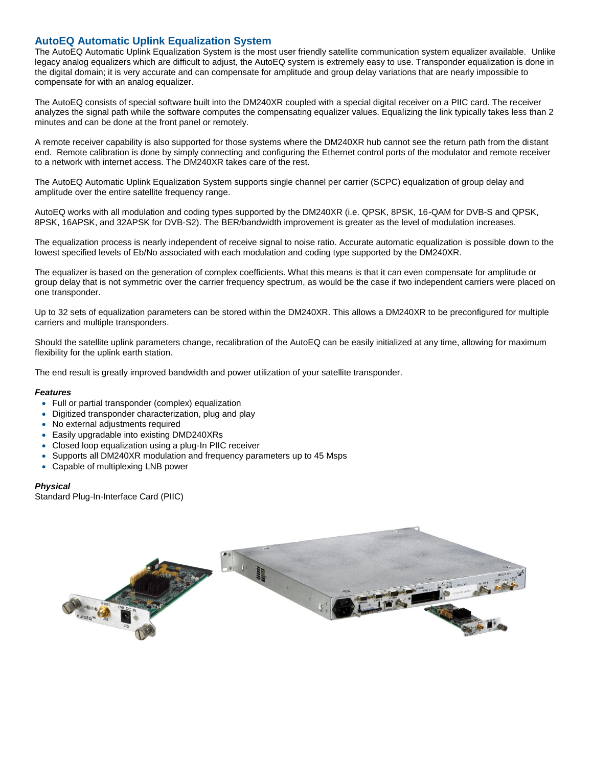## AutoEQ Automatic Uplink Equalization System

The AutoEQ Automatic Uplink Equalization System is the most user friendly satellite communication system equalizer available. Unlike legacy analog equalizers which are difficult to adjust, the AutoEQ system is extremely easy to use. Transponder equalization is done in the digital domain; it is very accurate and can compensate for amplitude and group delay variations that are nearly impossible to compensate for with an analog equalizer.

The AutoEQ consists of special software built into the DM240XR coupled with a special digital receiver on a PIIC card. The receiver analyzes the signal path while the software computes the compensating equalizer values. Equalizing the link typically takes less than 2 minutes and can be done at the front panel or remotely.

A remote receiver capability is also supported for those systems where the DM240XR hub cannot see the return path from the distant end. Remote calibration is done by simply connecting and configuring the Ethernet control ports of the modulator and remote receiver to a network with internet access. The DM240XR takes care of the rest.

The AutoEQ Automatic Uplink Equalization System supports single channel per carrier (SCPC) equalization of group delay and amplitude over the entire satellite frequency range.

AutoEQ works with all modulation and coding types supported by the DM240XR (i.e. QPSK, 8PSK, 16-QAM for DVB-S and QPSK, 8PSK, 16APSK, and 32APSK for DVB-S2). The BER/bandwidth improvement is greater as the level of modulation increases.

The equalization process is nearly independent of receive signal to noise ratio. Accurate automatic equalization is possible down to the lowest specified levels of Eb/No associated with each modulation and coding type supported by the DM240XR.

The equalizer is based on the generation of complex coefficients. What this means is that it can even compensate for amplitude or group delay that is not symmetric over the carrier frequency spectrum, as would be the case if two independent carriers were placed on one transponder.

Up to 32 sets of equalization parameters can be stored within the DM240XR. This allows a DM240XR to be preconfigured for multiple carriers and multiple transponders.

Should the satellite uplink parameters change, recalibration of the AutoEQ can be easily initialized at any time, allowing for maximum flexibility for the uplink earth station.

The end result is greatly improved bandwidth and power utilization of your satellite transponder.

### *Features*

- Full or partial transponder (complex) equalization
- Digitized transponder characterization, plug and play
- No external adjustments required
- Easily upgradable into existing DMD240XRs
- Closed loop equalization using a plug-In PIIC receiver
- Supports all DM240XR modulation and frequency parameters up to 45 Msps
- Capable of multiplexing LNB power

### *Physical*

Standard Plug-In-Interface Card (PIIC)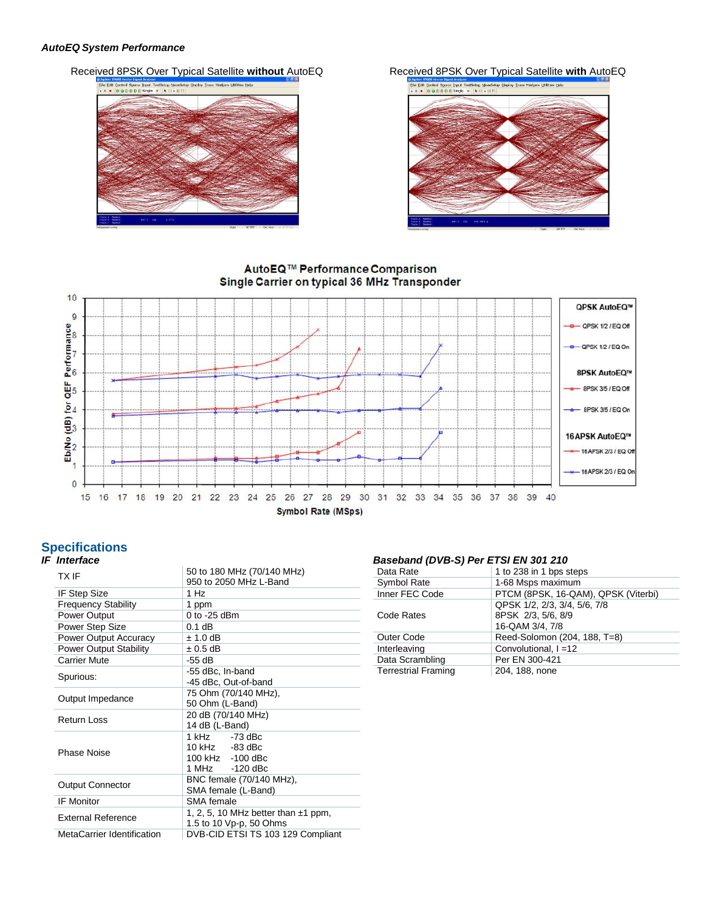***AutoEQ System Performance***

Received 8PSK Over Typical Satellite **without** AutoEQ

Received 8PSK Over Typical Satellite **with** AutoEQ

**AutoEQ™ Performance Comparison**
**Single Carrier on typical 36 MHz Transponder**

## Specifications

***IF Interface***

| | |
|---|---|
| TX IF | 50 to 180 MHz (70/140 MHz)<br>950 to 2050 MHz L-Band |
| IF Step Size | 1 Hz |
| Frequency Stability | 1 ppm |
| Power Output | 0 to -25 dBm |
| Power Step Size | 0.1 dB |
| Power Output Accuracy | ± 1.0 dB |
| Power Output Stability | ± 0.5 dB |
| Carrier Mute | -55 dB |
| Spurious: | -55 dBc, In-band<br>-45 dBc, Out-of-band |
| Output Impedance | 75 Ohm (70/140 MHz),<br>50 Ohm (L-Band) |
| Return Loss | 20 dB (70/140 MHz)<br>14 dB (L-Band) |
| Phase Noise | 1 kHz -73 dBc<br>10 kHz -83 dBc<br>100 kHz -100 dBc<br>1 MHz -120 dBc |
| Output Connector | BNC female (70/140 MHz),<br>SMA female (L-Band) |
| IF Monitor | SMA female |
| External Reference | 1, 2, 5, 10 MHz better than ±1 ppm,<br>1.5 to 10 Vp-p, 50 Ohms |
| MetaCarrier Identification | DVB-CID ETSI TS 103 129 Compliant |

***Baseband (DVB-S) Per ETSI EN 301 210***

| | |
|---|---|
| Data Rate | 1 to 238 in 1 bps steps |
| Symbol Rate | 1-68 Msps maximum |
| Inner FEC Code | PTCM (8PSK, 16-QAM), QPSK (Viterbi) |
| Code Rates | QPSK 1/2, 2/3, 3/4, 5/6, 7/8<br>8PSK 2/3, 5/6, 8/9<br>16-QAM 3/4, 7/8 |
| Outer Code | Reed-Solomon (204, 188, T=8) |
| Interleaving | Convolutional, I =12 |
| Data Scrambling | Per EN 300-421 |
| Terrestrial Framing | 204, 188, none |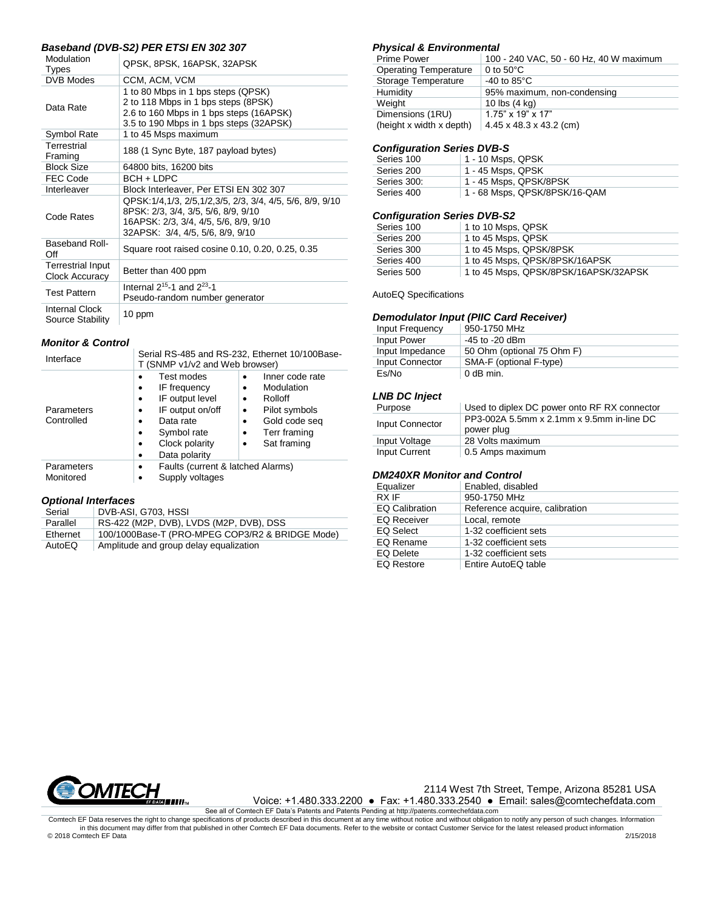### *Baseband (DVB-S2) PER ETSI EN 302 307*

| | |
|---|---|
| Modulation Types | QPSK, 8PSK, 16APSK, 32APSK |
| DVB Modes | CCM, ACM, VCM |
| Data Rate | 1 to 80 Mbps in 1 bps steps (QPSK)<br>2 to 118 Mbps in 1 bps steps (8PSK)<br>2.6 to 160 Mbps in 1 bps steps (16APSK)<br>3.5 to 190 Mbps in 1 bps steps (32APSK) |
| Symbol Rate | 1 to 45 Msps maximum |
| Terrestrial Framing | 188 (1 Sync Byte, 187 payload bytes) |
| Block Size | 64800 bits, 16200 bits |
| FEC Code | BCH + LDPC |
| Interleaver | Block Interleaver, Per ETSI EN 302 307 |
| Code Rates | QPSK:1/4,1/3, 2/5,1/2,3/5, 2/3, 3/4, 4/5, 5/6, 8/9, 9/10<br>8PSK: 2/3, 3/4, 3/5, 5/6, 8/9, 9/10<br>16APSK: 2/3, 3/4, 4/5, 5/6, 8/9, 9/10<br>32APSK: 3/4, 4/5, 5/6, 8/9, 9/10 |
| Baseband Roll-Off | Square root raised cosine 0.10, 0.20, 0.25, 0.35 |
| Terrestrial Input Clock Accuracy | Better than 400 ppm |
| Test Pattern | Internal $2^{15}$-1 and $2^{23}$-1<br>Pseudo-random number generator |
| Internal Clock Source Stability | 10 ppm |

### *Monitor & Control*

| | | |
|---|---|---|
| Interface | Serial RS-485 and RS-232, Ethernet 10/100Base-T (SNMP v1/v2 and Web browser) | |
| Parameters Controlled | • Test modes<br>• IF frequency<br>• IF output level<br>• IF output on/off<br>• Data rate<br>• Symbol rate<br>• Clock polarity<br>• Data polarity | • Inner code rate<br>• Modulation<br>• Rolloff<br>• Pilot symbols<br>• Gold code seq<br>• Terr framing<br>• Sat framing |
| Parameters Monitored | • Faults (current & latched Alarms)<br>• Supply voltages | |

### *Optional Interfaces*

| | |
|---|---|
| Serial | DVB-ASI, G703, HSSI |
| Parallel | RS-422 (M2P, DVB), LVDS (M2P, DVB), DSS |
| Ethernet | 100/1000Base-T (PRO-MPEG COP3/R2 & BRIDGE Mode) |
| AutoEQ | Amplitude and group delay equalization |

### *Physical & Environmental*

| | |
|---|---|
| Prime Power | 100 - 240 VAC, 50 - 60 Hz, 40 W maximum |
| Operating Temperature | 0 to 50°C |
| Storage Temperature | -40 to 85°C |
| Humidity | 95% maximum, non-condensing |
| Weight | 10 lbs (4 kg) |
| Dimensions (1RU) (height x width x depth) | 1.75" x 19" x 17"<br>4.45 x 48.3 x 43.2 (cm) |

### *Configuration Series DVB-S*

| | |
|---|---|
| Series 100 | 1 - 10 Msps, QPSK |
| Series 200 | 1 - 45 Msps, QPSK |
| Series 300: | 1 - 45 Msps, QPSK/8PSK |
| Series 400 | 1 - 68 Msps, QPSK/8PSK/16-QAM |

### *Configuration Series DVB-S2*

| | |
|---|---|
| Series 100 | 1 to 10 Msps, QPSK |
| Series 200 | 1 to 45 Msps, QPSK |
| Series 300 | 1 to 45 Msps, QPSK/8PSK |
| Series 400 | 1 to 45 Msps, QPSK/8PSK/16APSK |
| Series 500 | 1 to 45 Msps, QPSK/8PSK/16APSK/32APSK |

AutoEQ Specifications

### *Demodulator Input (PIIC Card Receiver)*

| | |
|---|---|
| Input Frequency | 950-1750 MHz |
| Input Power | -45 to -20 dBm |
| Input Impedance | 50 Ohm (optional 75 Ohm F) |
| Input Connector | SMA-F (optional F-type) |
| Es/No | 0 dB min. |

### *LNB DC Inject*

| | |
|---|---|
| Purpose | Used to diplex DC power onto RF RX connector |
| Input Connector | PP3-002A 5.5mm x 2.1mm x 9.5mm in-line DC power plug |
| Input Voltage | 28 Volts maximum |
| Input Current | 0.5 Amps maximum |

### *DM240XR Monitor and Control*

| | |
|---|---|
| Equalizer | Enabled, disabled |
| RX IF | 950-1750 MHz |
| EQ Calibration | Reference acquire, calibration |
| EQ Receiver | Local, remote |
| EQ Select | 1-32 coefficient sets |
| EQ Rename | 1-32 coefficient sets |
| EQ Delete | 1-32 coefficient sets |
| EQ Restore | Entire AutoEQ table |

COMTECH EF DATA

2114 West 7th Street, Tempe, Arizona 85281 USA
Voice: +1.480.333.2200 ● Fax: +1.480.333.2540 ● Email: sales@comtechefdata.com

See all of Comtech EF Data's Patents and Patents Pending at http://patents.comtechefdata.com

Comtech EF Data reserves the right to change specifications of products described in this document at any time without notice and without obligation to notify any person of such changes. Information in this document may differ from that published in other Comtech EF Data documents. Refer to the website or contact Customer Service for the latest released product information

© 2018 Comtech EF Data 2/15/2018